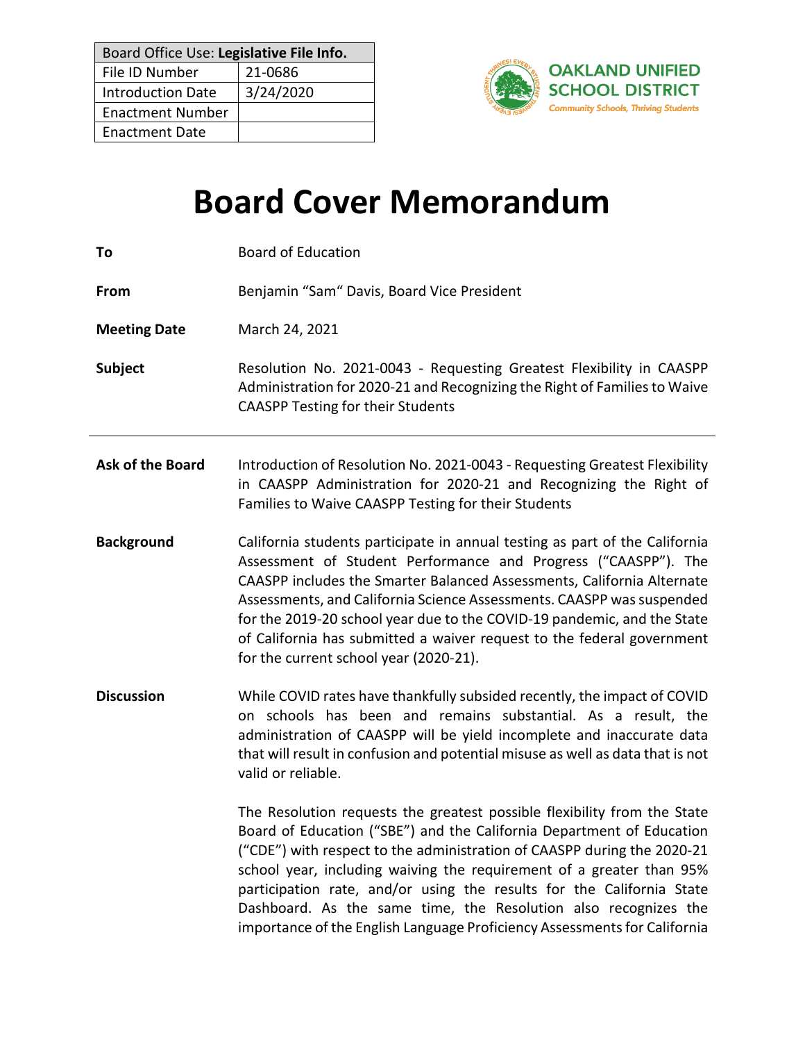| Board Office Use: **Legislative File Info.** | |
| --- | --- |
| File ID Number | 21-0686 |
| Introduction Date | 3/24/2020 |
| Enactment Number | |
| Enactment Date | |

**OAKLAND UNIFIED SCHOOL DISTRICT**
*Community Schools, Thriving Students*

# Board Cover Memorandum

**To** Board of Education

**From** Benjamin “Sam“ Davis, Board Vice President

**Meeting Date** March 24, 2021

**Subject** Resolution No. 2021-0043 - Requesting Greatest Flexibility in CAASPP Administration for 2020-21 and Recognizing the Right of Families to Waive CAASPP Testing for their Students

---

**Ask of the Board** Introduction of Resolution No. 2021-0043 - Requesting Greatest Flexibility in CAASPP Administration for 2020-21 and Recognizing the Right of Families to Waive CAASPP Testing for their Students

**Background** California students participate in annual testing as part of the California Assessment of Student Performance and Progress (“CAASPP”). The CAASPP includes the Smarter Balanced Assessments, California Alternate Assessments, and California Science Assessments. CAASPP was suspended for the 2019-20 school year due to the COVID-19 pandemic, and the State of California has submitted a waiver request to the federal government for the current school year (2020-21).

**Discussion** While COVID rates have thankfully subsided recently, the impact of COVID on schools has been and remains substantial. As a result, the administration of CAASPP will be yield incomplete and inaccurate data that will result in confusion and potential misuse as well as data that is not valid or reliable.

The Resolution requests the greatest possible flexibility from the State Board of Education (“SBE”) and the California Department of Education (“CDE”) with respect to the administration of CAASPP during the 2020-21 school year, including waiving the requirement of a greater than 95% participation rate, and/or using the results for the California State Dashboard. As the same time, the Resolution also recognizes the importance of the English Language Proficiency Assessments for California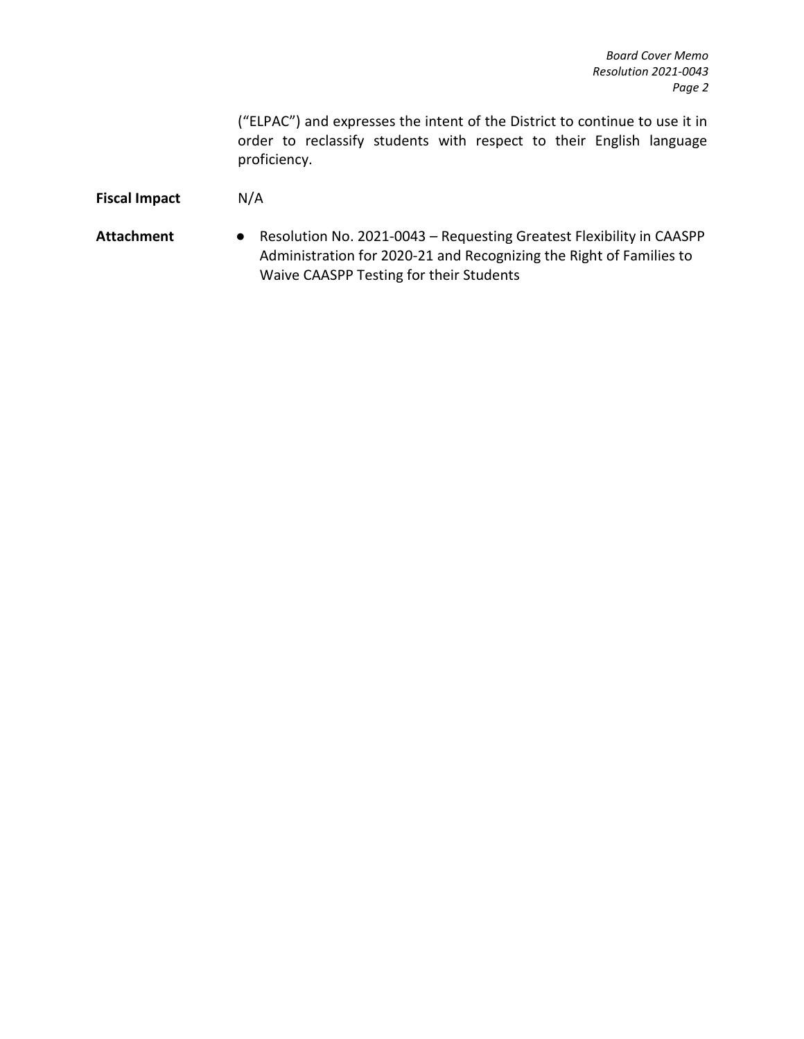("ELPAC") and expresses the intent of the District to continue to use it in order to reclassify students with respect to their English language proficiency.

**Fiscal Impact** N/A

**Attachment**

- Resolution No. 2021-0043 – Requesting Greatest Flexibility in CAASPP Administration for 2020-21 and Recognizing the Right of Families to Waive CAASPP Testing for their Students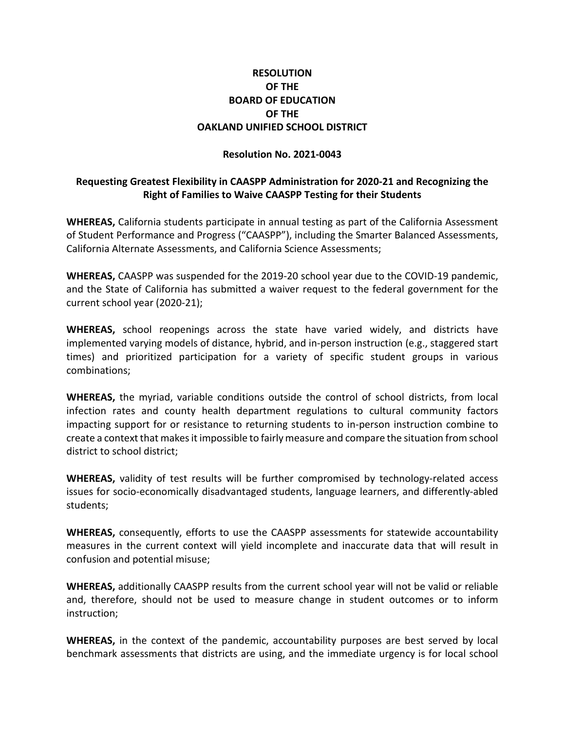**RESOLUTION**
**OF THE**
**BOARD OF EDUCATION**
**OF THE**
**OAKLAND UNIFIED SCHOOL DISTRICT**

**Resolution No. 2021-0043**

**Requesting Greatest Flexibility in CAASPP Administration for 2020-21 and Recognizing the Right of Families to Waive CAASPP Testing for their Students**

**WHEREAS,** California students participate in annual testing as part of the California Assessment of Student Performance and Progress ("CAASPP"), including the Smarter Balanced Assessments, California Alternate Assessments, and California Science Assessments;

**WHEREAS,** CAASPP was suspended for the 2019-20 school year due to the COVID-19 pandemic, and the State of California has submitted a waiver request to the federal government for the current school year (2020-21);

**WHEREAS,** school reopenings across the state have varied widely, and districts have implemented varying models of distance, hybrid, and in-person instruction (e.g., staggered start times) and prioritized participation for a variety of specific student groups in various combinations;

**WHEREAS,** the myriad, variable conditions outside the control of school districts, from local infection rates and county health department regulations to cultural community factors impacting support for or resistance to returning students to in-person instruction combine to create a context that makes it impossible to fairly measure and compare the situation from school district to school district;

**WHEREAS,** validity of test results will be further compromised by technology-related access issues for socio-economically disadvantaged students, language learners, and differently-abled students;

**WHEREAS,** consequently, efforts to use the CAASPP assessments for statewide accountability measures in the current context will yield incomplete and inaccurate data that will result in confusion and potential misuse;

**WHEREAS,** additionally CAASPP results from the current school year will not be valid or reliable and, therefore, should not be used to measure change in student outcomes or to inform instruction;

**WHEREAS,** in the context of the pandemic, accountability purposes are best served by local benchmark assessments that districts are using, and the immediate urgency is for local school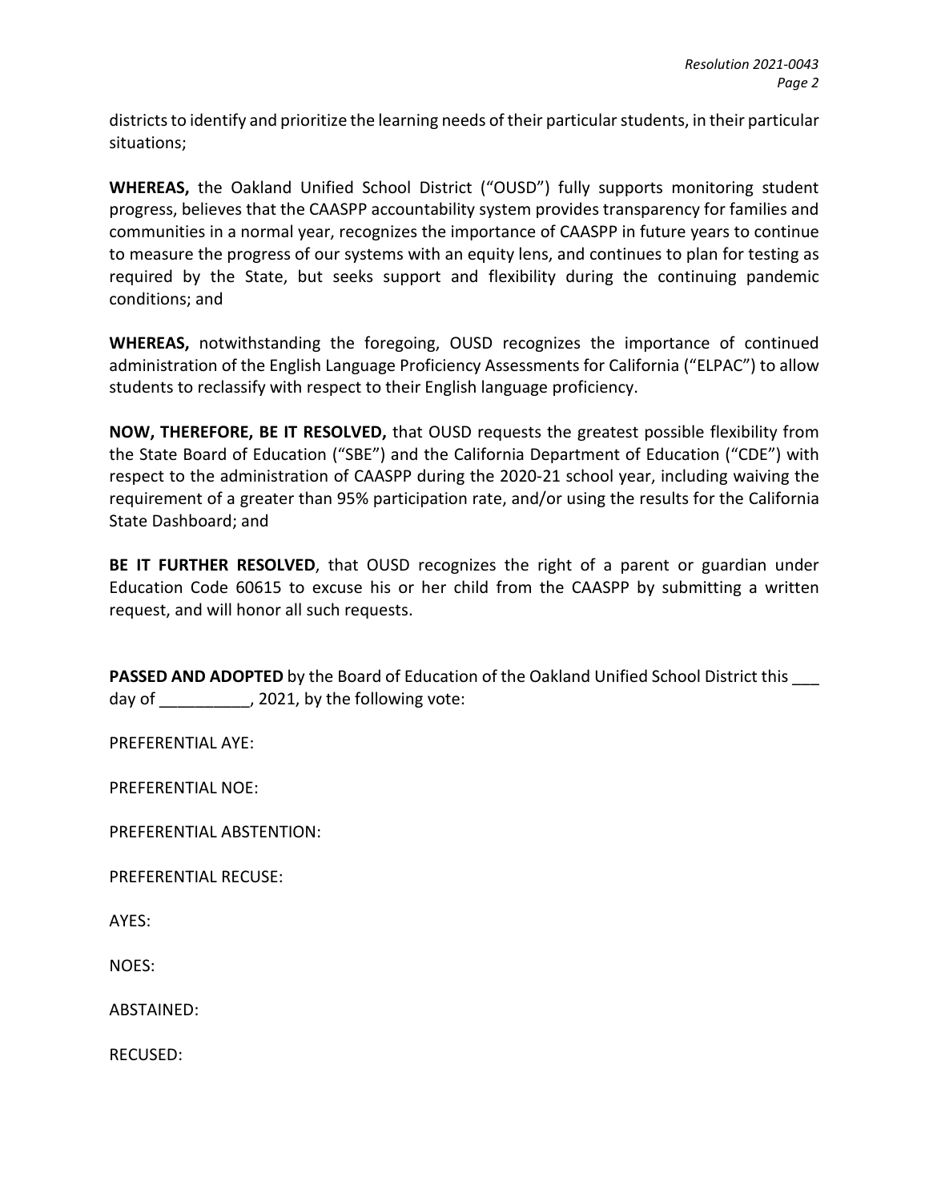districts to identify and prioritize the learning needs of their particular students, in their particular situations;

**WHEREAS,** the Oakland Unified School District ("OUSD") fully supports monitoring student progress, believes that the CAASPP accountability system provides transparency for families and communities in a normal year, recognizes the importance of CAASPP in future years to continue to measure the progress of our systems with an equity lens, and continues to plan for testing as required by the State, but seeks support and flexibility during the continuing pandemic conditions; and

**WHEREAS,** notwithstanding the foregoing, OUSD recognizes the importance of continued administration of the English Language Proficiency Assessments for California ("ELPAC") to allow students to reclassify with respect to their English language proficiency.

**NOW, THEREFORE, BE IT RESOLVED,** that OUSD requests the greatest possible flexibility from the State Board of Education ("SBE") and the California Department of Education ("CDE") with respect to the administration of CAASPP during the 2020-21 school year, including waiving the requirement of a greater than 95% participation rate, and/or using the results for the California State Dashboard; and

**BE IT FURTHER RESOLVED**, that OUSD recognizes the right of a parent or guardian under Education Code 60615 to excuse his or her child from the CAASPP by submitting a written request, and will honor all such requests.

**PASSED AND ADOPTED** by the Board of Education of the Oakland Unified School District this ___ day of __________, 2021, by the following vote:

PREFERENTIAL AYE:

PREFERENTIAL NOE:

PREFERENTIAL ABSTENTION:

PREFERENTIAL RECUSE:

AYES:

NOES:

ABSTAINED:

RECUSED: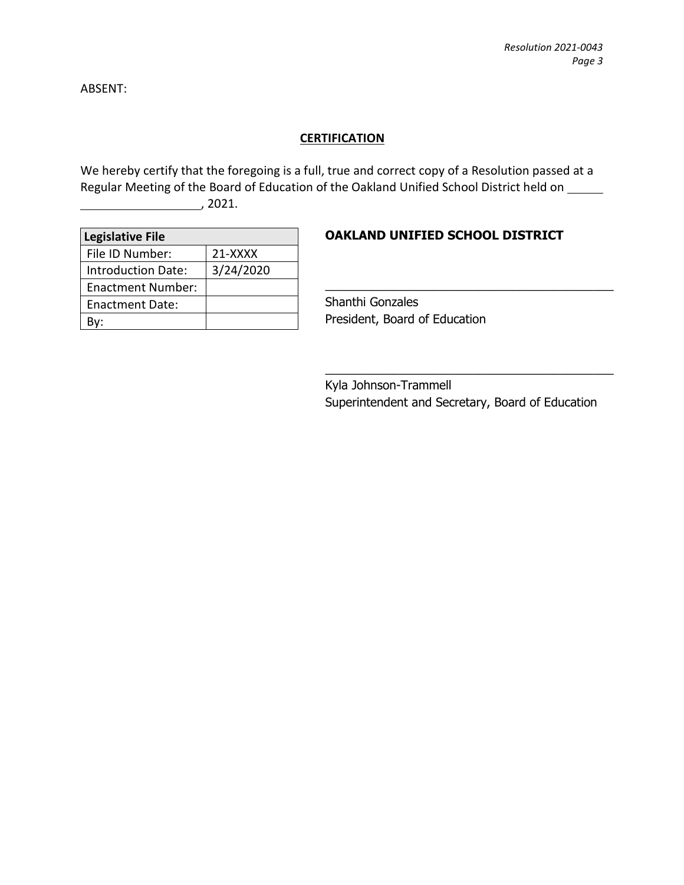ABSENT:

**CERTIFICATION**

We hereby certify that the foregoing is a full, true and correct copy of a Resolution passed at a Regular Meeting of the Board of Education of the Oakland Unified School District held on ______ __________________, 2021.

| Legislative File | |
|---|---|
| File ID Number: | 21-XXXX |
| Introduction Date: | 3/24/2020 |
| Enactment Number: | |
| Enactment Date: | |
| By: | |

**OAKLAND UNIFIED SCHOOL DISTRICT**

_____________________________________________

Shanthi Gonzales
President, Board of Education

_____________________________________________

Kyla Johnson-Trammell
Superintendent and Secretary, Board of Education